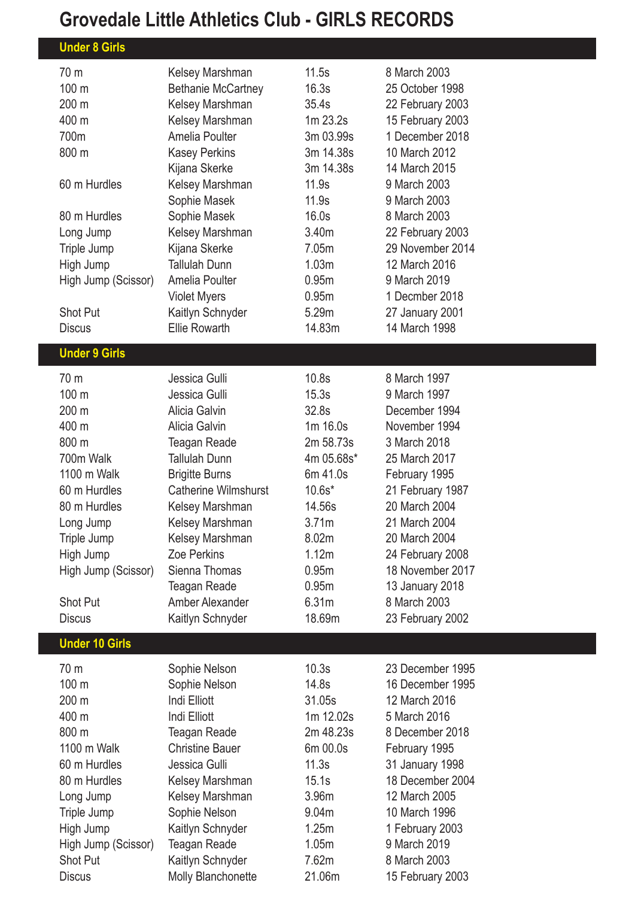# Grovedale Little Athletics Club - GIRLS RECORDS

## Under 8 Girls

| | | | |
|---|---|---|---|
| 70 m | Kelsey Marshman | 11.5s | 8 March 2003 |
| 100 m | Bethanie McCartney | 16.3s | 25 October 1998 |
| 200 m | Kelsey Marshman | 35.4s | 22 February 2003 |
| 400 m | Kelsey Marshman | 1m 23.2s | 15 February 2003 |
| 700m | Amelia Poulter | 3m 03.99s | 1 December 2018 |
| 800 m | Kasey Perkins | 3m 14.38s | 10 March 2012 |
| | Kijana Skerke | 3m 14.38s | 14 March 2015 |
| 60 m Hurdles | Kelsey Marshman | 11.9s | 9 March 2003 |
| | Sophie Masek | 11.9s | 9 March 2003 |
| 80 m Hurdles | Sophie Masek | 16.0s | 8 March 2003 |
| Long Jump | Kelsey Marshman | 3.40m | 22 February 2003 |
| Triple Jump | Kijana Skerke | 7.05m | 29 November 2014 |
| High Jump | Tallulah Dunn | 1.03m | 12 March 2016 |
| High Jump (Scissor) | Amelia Poulter | 0.95m | 9 March 2019 |
| | Violet Myers | 0.95m | 1 Decmber 2018 |
| Shot Put | Kaitlyn Schnyder | 5.29m | 27 January 2001 |
| Discus | Ellie Rowarth | 14.83m | 14 March 1998 |

## Under 9 Girls

| | | | |
|---|---|---|---|
| 70 m | Jessica Gulli | 10.8s | 8 March 1997 |
| 100 m | Jessica Gulli | 15.3s | 9 March 1997 |
| 200 m | Alicia Galvin | 32.8s | December 1994 |
| 400 m | Alicia Galvin | 1m 16.0s | November 1994 |
| 800 m | Teagan Reade | 2m 58.73s | 3 March 2018 |
| 700m Walk | Tallulah Dunn | 4m 05.68s* | 25 March 2017 |
| 1100 m Walk | Brigitte Burns | 6m 41.0s | February 1995 |
| 60 m Hurdles | Catherine Wilmshurst | 10.6s* | 21 February 1987 |
| 80 m Hurdles | Kelsey Marshman | 14.56s | 20 March 2004 |
| Long Jump | Kelsey Marshman | 3.71m | 21 March 2004 |
| Triple Jump | Kelsey Marshman | 8.02m | 20 March 2004 |
| High Jump | Zoe Perkins | 1.12m | 24 February 2008 |
| High Jump (Scissor) | Sienna Thomas | 0.95m | 18 November 2017 |
| | Teagan Reade | 0.95m | 13 January 2018 |
| Shot Put | Amber Alexander | 6.31m | 8 March 2003 |
| Discus | Kaitlyn Schnyder | 18.69m | 23 February 2002 |

## Under 10 Girls

| | | | |
|---|---|---|---|
| 70 m | Sophie Nelson | 10.3s | 23 December 1995 |
| 100 m | Sophie Nelson | 14.8s | 16 December 1995 |
| 200 m | Indi Elliott | 31.05s | 12 March 2016 |
| 400 m | Indi Elliott | 1m 12.02s | 5 March 2016 |
| 800 m | Teagan Reade | 2m 48.23s | 8 December 2018 |
| 1100 m Walk | Christine Bauer | 6m 00.0s | February 1995 |
| 60 m Hurdles | Jessica Gulli | 11.3s | 31 January 1998 |
| 80 m Hurdles | Kelsey Marshman | 15.1s | 18 December 2004 |
| Long Jump | Kelsey Marshman | 3.96m | 12 March 2005 |
| Triple Jump | Sophie Nelson | 9.04m | 10 March 1996 |
| High Jump | Kaitlyn Schnyder | 1.25m | 1 February 2003 |
| High Jump (Scissor) | Teagan Reade | 1.05m | 9 March 2019 |
| Shot Put | Kaitlyn Schnyder | 7.62m | 8 March 2003 |
| Discus | Molly Blanchonette | 21.06m | 15 February 2003 |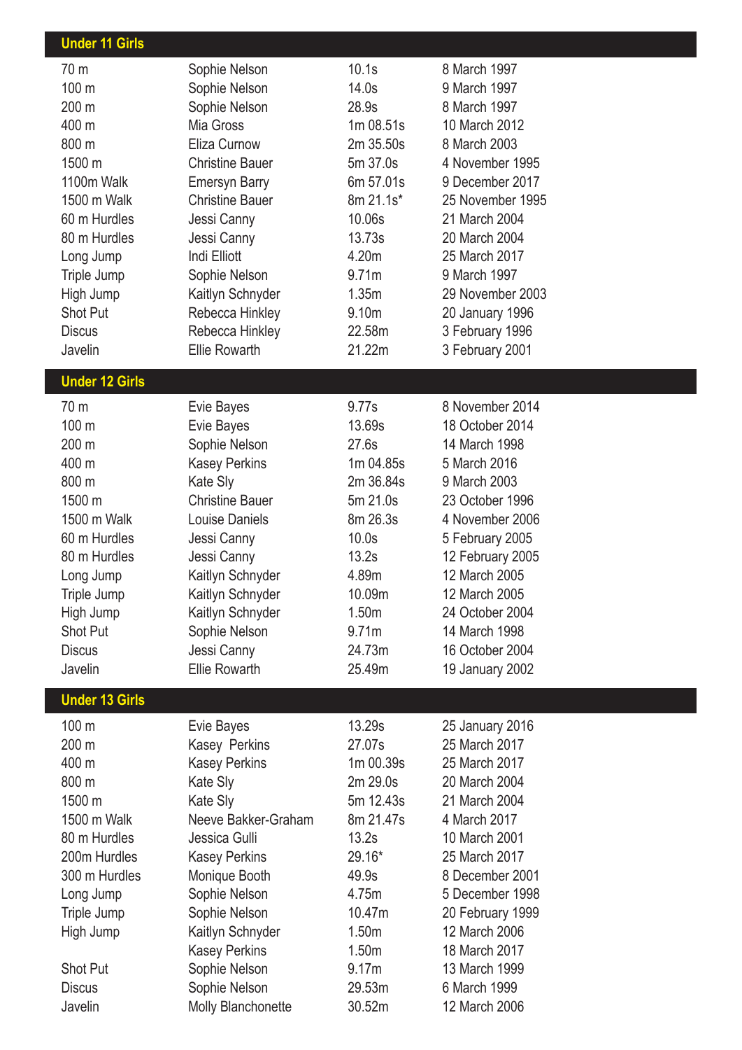## Under 11 Girls

| Event | Name | Performance | Date |
|---|---|---|---|
| 70 m | Sophie Nelson | 10.1s | 8 March 1997 |
| 100 m | Sophie Nelson | 14.0s | 9 March 1997 |
| 200 m | Sophie Nelson | 28.9s | 8 March 1997 |
| 400 m | Mia Gross | 1m 08.51s | 10 March 2012 |
| 800 m | Eliza Curnow | 2m 35.50s | 8 March 2003 |
| 1500 m | Christine Bauer | 5m 37.0s | 4 November 1995 |
| 1100m Walk | Emersyn Barry | 6m 57.01s | 9 December 2017 |
| 1500 m Walk | Christine Bauer | 8m 21.1s* | 25 November 1995 |
| 60 m Hurdles | Jessi Canny | 10.06s | 21 March 2004 |
| 80 m Hurdles | Jessi Canny | 13.73s | 20 March 2004 |
| Long Jump | Indi Elliott | 4.20m | 25 March 2017 |
| Triple Jump | Sophie Nelson | 9.71m | 9 March 1997 |
| High Jump | Kaitlyn Schnyder | 1.35m | 29 November 2003 |
| Shot Put | Rebecca Hinkley | 9.10m | 20 January 1996 |
| Discus | Rebecca Hinkley | 22.58m | 3 February 1996 |
| Javelin | Ellie Rowarth | 21.22m | 3 February 2001 |

## Under 12 Girls

| Event | Name | Performance | Date |
|---|---|---|---|
| 70 m | Evie Bayes | 9.77s | 8 November 2014 |
| 100 m | Evie Bayes | 13.69s | 18 October 2014 |
| 200 m | Sophie Nelson | 27.6s | 14 March 1998 |
| 400 m | Kasey Perkins | 1m 04.85s | 5 March 2016 |
| 800 m | Kate Sly | 2m 36.84s | 9 March 2003 |
| 1500 m | Christine Bauer | 5m 21.0s | 23 October 1996 |
| 1500 m Walk | Louise Daniels | 8m 26.3s | 4 November 2006 |
| 60 m Hurdles | Jessi Canny | 10.0s | 5 February 2005 |
| 80 m Hurdles | Jessi Canny | 13.2s | 12 February 2005 |
| Long Jump | Kaitlyn Schnyder | 4.89m | 12 March 2005 |
| Triple Jump | Kaitlyn Schnyder | 10.09m | 12 March 2005 |
| High Jump | Kaitlyn Schnyder | 1.50m | 24 October 2004 |
| Shot Put | Sophie Nelson | 9.71m | 14 March 1998 |
| Discus | Jessi Canny | 24.73m | 16 October 2004 |
| Javelin | Ellie Rowarth | 25.49m | 19 January 2002 |

## Under 13 Girls

| Event | Name | Performance | Date |
|---|---|---|---|
| 100 m | Evie Bayes | 13.29s | 25 January 2016 |
| 200 m | Kasey Perkins | 27.07s | 25 March 2017 |
| 400 m | Kasey Perkins | 1m 00.39s | 25 March 2017 |
| 800 m | Kate Sly | 2m 29.0s | 20 March 2004 |
| 1500 m | Kate Sly | 5m 12.43s | 21 March 2004 |
| 1500 m Walk | Neeve Bakker-Graham | 8m 21.47s | 4 March 2017 |
| 80 m Hurdles | Jessica Gulli | 13.2s | 10 March 2001 |
| 200m Hurdles | Kasey Perkins | 29.16* | 25 March 2017 |
| 300 m Hurdles | Monique Booth | 49.9s | 8 December 2001 |
| Long Jump | Sophie Nelson | 4.75m | 5 December 1998 |
| Triple Jump | Sophie Nelson | 10.47m | 20 February 1999 |
| High Jump | Kaitlyn Schnyder | 1.50m | 12 March 2006 |
| | Kasey Perkins | 1.50m | 18 March 2017 |
| Shot Put | Sophie Nelson | 9.17m | 13 March 1999 |
| Discus | Sophie Nelson | 29.53m | 6 March 1999 |
| Javelin | Molly Blanchonette | 30.52m | 12 March 2006 |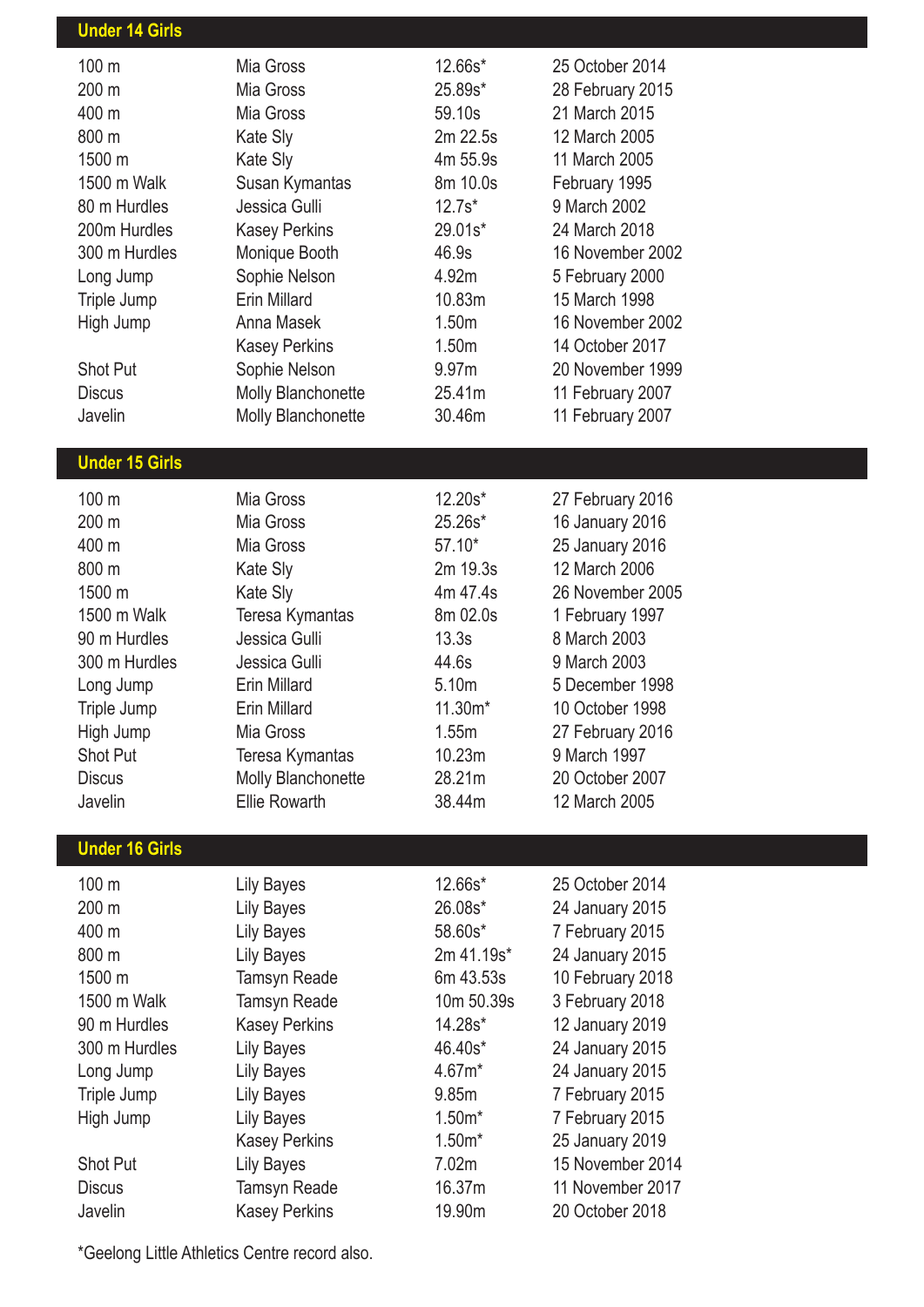## Under 14 Girls

| Event | Name | Record | Date |
|---|---|---|---|
| 100 m | Mia Gross | 12.66s* | 25 October 2014 |
| 200 m | Mia Gross | 25.89s* | 28 February 2015 |
| 400 m | Mia Gross | 59.10s | 21 March 2015 |
| 800 m | Kate Sly | 2m 22.5s | 12 March 2005 |
| 1500 m | Kate Sly | 4m 55.9s | 11 March 2005 |
| 1500 m Walk | Susan Kymantas | 8m 10.0s | February 1995 |
| 80 m Hurdles | Jessica Gulli | 12.7s* | 9 March 2002 |
| 200m Hurdles | Kasey Perkins | 29.01s* | 24 March 2018 |
| 300 m Hurdles | Monique Booth | 46.9s | 16 November 2002 |
| Long Jump | Sophie Nelson | 4.92m | 5 February 2000 |
| Triple Jump | Erin Millard | 10.83m | 15 March 1998 |
| High Jump | Anna Masek | 1.50m | 16 November 2002 |
| | Kasey Perkins | 1.50m | 14 October 2017 |
| Shot Put | Sophie Nelson | 9.97m | 20 November 1999 |
| Discus | Molly Blanchonette | 25.41m | 11 February 2007 |
| Javelin | Molly Blanchonette | 30.46m | 11 February 2007 |

## Under 15 Girls

| Event | Name | Record | Date |
|---|---|---|---|
| 100 m | Mia Gross | 12.20s* | 27 February 2016 |
| 200 m | Mia Gross | 25.26s* | 16 January 2016 |
| 400 m | Mia Gross | 57.10* | 25 January 2016 |
| 800 m | Kate Sly | 2m 19.3s | 12 March 2006 |
| 1500 m | Kate Sly | 4m 47.4s | 26 November 2005 |
| 1500 m Walk | Teresa Kymantas | 8m 02.0s | 1 February 1997 |
| 90 m Hurdles | Jessica Gulli | 13.3s | 8 March 2003 |
| 300 m Hurdles | Jessica Gulli | 44.6s | 9 March 2003 |
| Long Jump | Erin Millard | 5.10m | 5 December 1998 |
| Triple Jump | Erin Millard | 11.30m* | 10 October 1998 |
| High Jump | Mia Gross | 1.55m | 27 February 2016 |
| Shot Put | Teresa Kymantas | 10.23m | 9 March 1997 |
| Discus | Molly Blanchonette | 28.21m | 20 October 2007 |
| Javelin | Ellie Rowarth | 38.44m | 12 March 2005 |

## Under 16 Girls

| Event | Name | Record | Date |
|---|---|---|---|
| 100 m | Lily Bayes | 12.66s* | 25 October 2014 |
| 200 m | Lily Bayes | 26.08s* | 24 January 2015 |
| 400 m | Lily Bayes | 58.60s* | 7 February 2015 |
| 800 m | Lily Bayes | 2m 41.19s* | 24 January 2015 |
| 1500 m | Tamsyn Reade | 6m 43.53s | 10 February 2018 |
| 1500 m Walk | Tamsyn Reade | 10m 50.39s | 3 February 2018 |
| 90 m Hurdles | Kasey Perkins | 14.28s* | 12 January 2019 |
| 300 m Hurdles | Lily Bayes | 46.40s* | 24 January 2015 |
| Long Jump | Lily Bayes | 4.67m* | 24 January 2015 |
| Triple Jump | Lily Bayes | 9.85m | 7 February 2015 |
| High Jump | Lily Bayes | 1.50m* | 7 February 2015 |
| | Kasey Perkins | 1.50m* | 25 January 2019 |
| Shot Put | Lily Bayes | 7.02m | 15 November 2014 |
| Discus | Tamsyn Reade | 16.37m | 11 November 2017 |
| Javelin | Kasey Perkins | 19.90m | 20 October 2018 |

*Geelong Little Athletics Centre record also.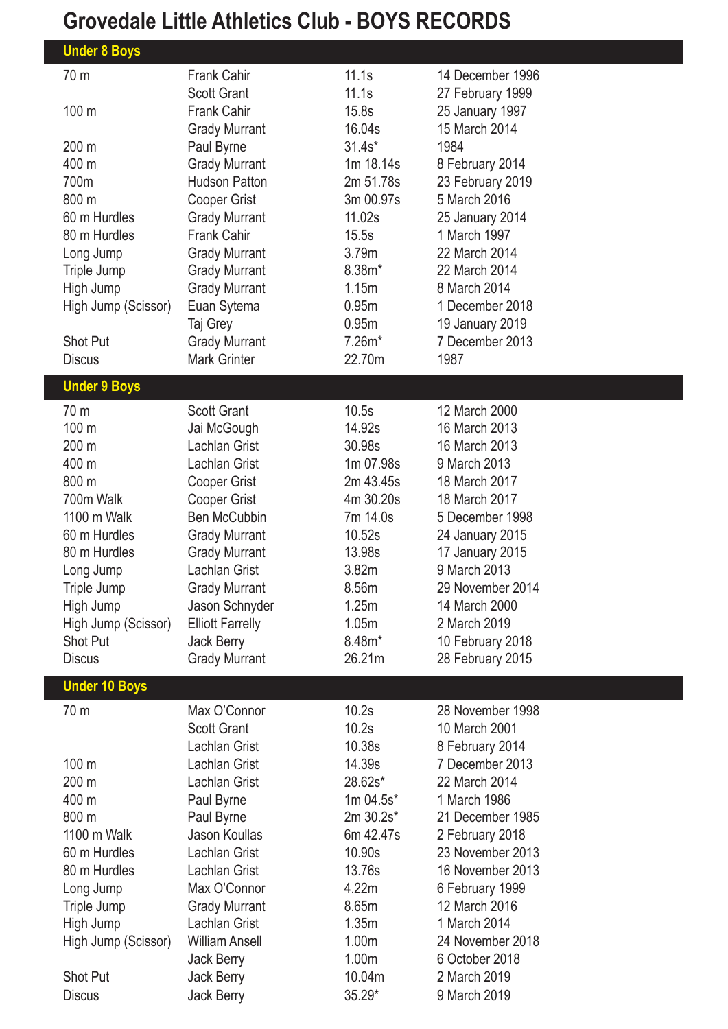# Grovedale Little Athletics Club - BOYS RECORDS

## Under 8 Boys

| Event | Name | Record | Date |
|---|---|---|---|
| 70 m | Frank Cahir | 11.1s | 14 December 1996 |
| | Scott Grant | 11.1s | 27 February 1999 |
| 100 m | Frank Cahir | 15.8s | 25 January 1997 |
| | Grady Murrant | 16.04s | 15 March 2014 |
| 200 m | Paul Byrne | 31.4s* | 1984 |
| 400 m | Grady Murrant | 1m 18.14s | 8 February 2014 |
| 700m | Hudson Patton | 2m 51.78s | 23 February 2019 |
| 800 m | Cooper Grist | 3m 00.97s | 5 March 2016 |
| 60 m Hurdles | Grady Murrant | 11.02s | 25 January 2014 |
| 80 m Hurdles | Frank Cahir | 15.5s | 1 March 1997 |
| Long Jump | Grady Murrant | 3.79m | 22 March 2014 |
| Triple Jump | Grady Murrant | 8.38m* | 22 March 2014 |
| High Jump | Grady Murrant | 1.15m | 8 March 2014 |
| High Jump (Scissor) | Euan Sytema | 0.95m | 1 December 2018 |
| | Taj Grey | 0.95m | 19 January 2019 |
| Shot Put | Grady Murrant | 7.26m* | 7 December 2013 |
| Discus | Mark Grinter | 22.70m | 1987 |

## Under 9 Boys

| Event | Name | Record | Date |
|---|---|---|---|
| 70 m | Scott Grant | 10.5s | 12 March 2000 |
| 100 m | Jai McGough | 14.92s | 16 March 2013 |
| 200 m | Lachlan Grist | 30.98s | 16 March 2013 |
| 400 m | Lachlan Grist | 1m 07.98s | 9 March 2013 |
| 800 m | Cooper Grist | 2m 43.45s | 18 March 2017 |
| 700m Walk | Cooper Grist | 4m 30.20s | 18 March 2017 |
| 1100 m Walk | Ben McCubbin | 7m 14.0s | 5 December 1998 |
| 60 m Hurdles | Grady Murrant | 10.52s | 24 January 2015 |
| 80 m Hurdles | Grady Murrant | 13.98s | 17 January 2015 |
| Long Jump | Lachlan Grist | 3.82m | 9 March 2013 |
| Triple Jump | Grady Murrant | 8.56m | 29 November 2014 |
| High Jump | Jason Schnyder | 1.25m | 14 March 2000 |
| High Jump (Scissor) | Elliott Farrelly | 1.05m | 2 March 2019 |
| Shot Put | Jack Berry | 8.48m* | 10 February 2018 |
| Discus | Grady Murrant | 26.21m | 28 February 2015 |

## Under 10 Boys

| Event | Name | Record | Date |
|---|---|---|---|
| 70 m | Max O'Connor | 10.2s | 28 November 1998 |
| | Scott Grant | 10.2s | 10 March 2001 |
| | Lachlan Grist | 10.38s | 8 February 2014 |
| 100 m | Lachlan Grist | 14.39s | 7 December 2013 |
| 200 m | Lachlan Grist | 28.62s* | 22 March 2014 |
| 400 m | Paul Byrne | 1m 04.5s* | 1 March 1986 |
| 800 m | Paul Byrne | 2m 30.2s* | 21 December 1985 |
| 1100 m Walk | Jason Koullas | 6m 42.47s | 2 February 2018 |
| 60 m Hurdles | Lachlan Grist | 10.90s | 23 November 2013 |
| 80 m Hurdles | Lachlan Grist | 13.76s | 16 November 2013 |
| Long Jump | Max O'Connor | 4.22m | 6 February 1999 |
| Triple Jump | Grady Murrant | 8.65m | 12 March 2016 |
| High Jump | Lachlan Grist | 1.35m | 1 March 2014 |
| High Jump (Scissor) | William Ansell | 1.00m | 24 November 2018 |
| | Jack Berry | 1.00m | 6 October 2018 |
| Shot Put | Jack Berry | 10.04m | 2 March 2019 |
| Discus | Jack Berry | 35.29* | 9 March 2019 |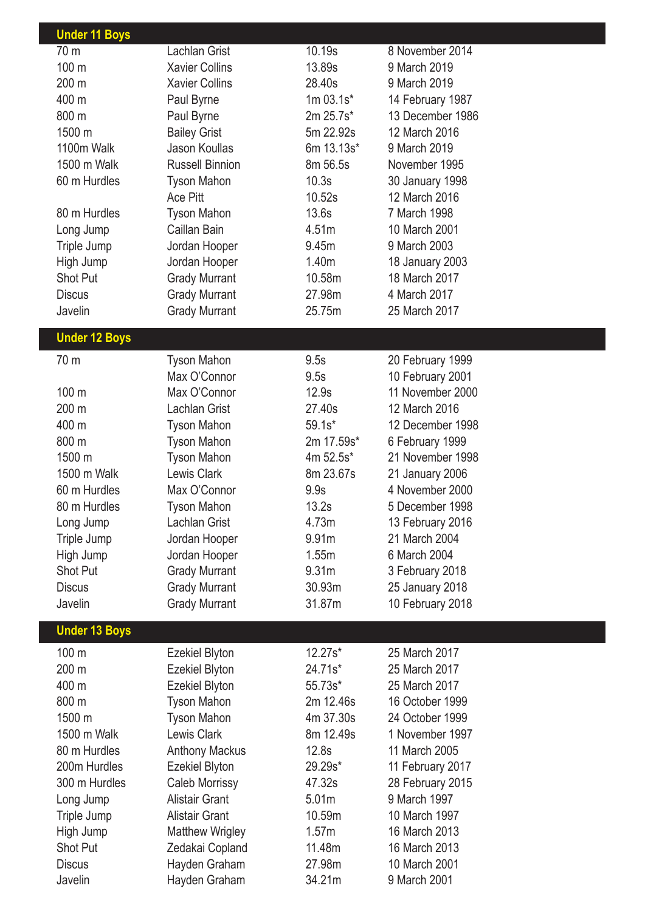## Under 11 Boys

| Event | Name | Result | Date |
|---|---|---|---|
| 70 m | Lachlan Grist | 10.19s | 8 November 2014 |
| 100 m | Xavier Collins | 13.89s | 9 March 2019 |
| 200 m | Xavier Collins | 28.40s | 9 March 2019 |
| 400 m | Paul Byrne | 1m 03.1s* | 14 February 1987 |
| 800 m | Paul Byrne | 2m 25.7s* | 13 December 1986 |
| 1500 m | Bailey Grist | 5m 22.92s | 12 March 2016 |
| 1100m Walk | Jason Koullas | 6m 13.13s* | 9 March 2019 |
| 1500 m Walk | Russell Binnion | 8m 56.5s | November 1995 |
| 60 m Hurdles | Tyson Mahon | 10.3s | 30 January 1998 |
| | Ace Pitt | 10.52s | 12 March 2016 |
| 80 m Hurdles | Tyson Mahon | 13.6s | 7 March 1998 |
| Long Jump | Caillan Bain | 4.51m | 10 March 2001 |
| Triple Jump | Jordan Hooper | 9.45m | 9 March 2003 |
| High Jump | Jordan Hooper | 1.40m | 18 January 2003 |
| Shot Put | Grady Murrant | 10.58m | 18 March 2017 |
| Discus | Grady Murrant | 27.98m | 4 March 2017 |
| Javelin | Grady Murrant | 25.75m | 25 March 2017 |

## Under 12 Boys

| Event | Name | Result | Date |
|---|---|---|---|
| 70 m | Tyson Mahon | 9.5s | 20 February 1999 |
| | Max O'Connor | 9.5s | 10 February 2001 |
| 100 m | Max O'Connor | 12.9s | 11 November 2000 |
| 200 m | Lachlan Grist | 27.40s | 12 March 2016 |
| 400 m | Tyson Mahon | 59.1s* | 12 December 1998 |
| 800 m | Tyson Mahon | 2m 17.59s* | 6 February 1999 |
| 1500 m | Tyson Mahon | 4m 52.5s* | 21 November 1998 |
| 1500 m Walk | Lewis Clark | 8m 23.67s | 21 January 2006 |
| 60 m Hurdles | Max O'Connor | 9.9s | 4 November 2000 |
| 80 m Hurdles | Tyson Mahon | 13.2s | 5 December 1998 |
| Long Jump | Lachlan Grist | 4.73m | 13 February 2016 |
| Triple Jump | Jordan Hooper | 9.91m | 21 March 2004 |
| High Jump | Jordan Hooper | 1.55m | 6 March 2004 |
| Shot Put | Grady Murrant | 9.31m | 3 February 2018 |
| Discus | Grady Murrant | 30.93m | 25 January 2018 |
| Javelin | Grady Murrant | 31.87m | 10 February 2018 |

## Under 13 Boys

| Event | Name | Result | Date |
|---|---|---|---|
| 100 m | Ezekiel Blyton | 12.27s* | 25 March 2017 |
| 200 m | Ezekiel Blyton | 24.71s* | 25 March 2017 |
| 400 m | Ezekiel Blyton | 55.73s* | 25 March 2017 |
| 800 m | Tyson Mahon | 2m 12.46s | 16 October 1999 |
| 1500 m | Tyson Mahon | 4m 37.30s | 24 October 1999 |
| 1500 m Walk | Lewis Clark | 8m 12.49s | 1 November 1997 |
| 80 m Hurdles | Anthony Mackus | 12.8s | 11 March 2005 |
| 200m Hurdles | Ezekiel Blyton | 29.29s* | 11 February 2017 |
| 300 m Hurdles | Caleb Morrissy | 47.32s | 28 February 2015 |
| Long Jump | Alistair Grant | 5.01m | 9 March 1997 |
| Triple Jump | Alistair Grant | 10.59m | 10 March 1997 |
| High Jump | Matthew Wrigley | 1.57m | 16 March 2013 |
| Shot Put | Zedakai Copland | 11.48m | 16 March 2013 |
| Discus | Hayden Graham | 27.98m | 10 March 2001 |
| Javelin | Hayden Graham | 34.21m | 9 March 2001 |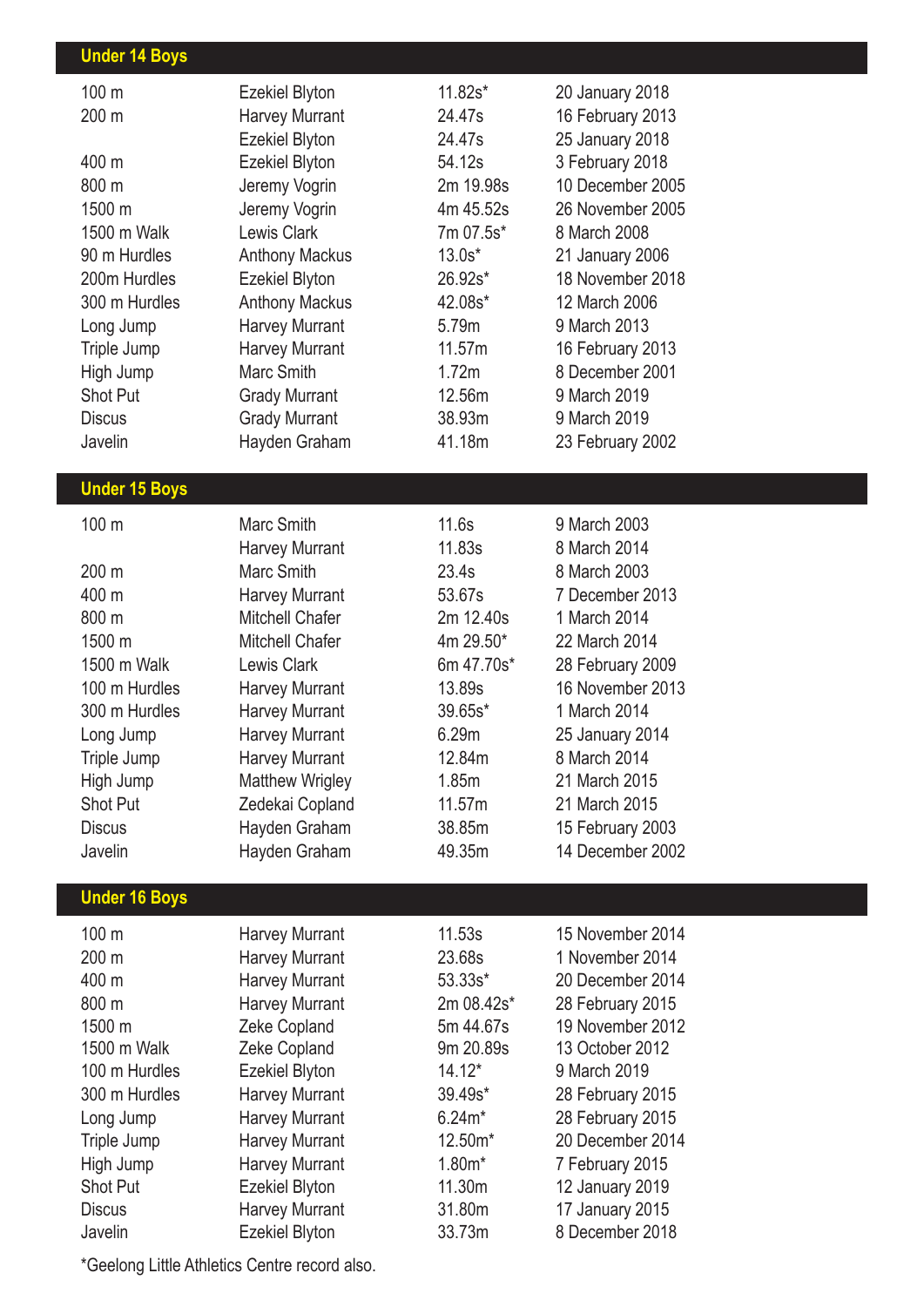## Under 14 Boys

| | | | |
|---|---|---|---|
| 100 m | Ezekiel Blyton | 11.82s* | 20 January 2018 |
| 200 m | Harvey Murrant | 24.47s | 16 February 2013 |
| | Ezekiel Blyton | 24.47s | 25 January 2018 |
| 400 m | Ezekiel Blyton | 54.12s | 3 February 2018 |
| 800 m | Jeremy Vogrin | 2m 19.98s | 10 December 2005 |
| 1500 m | Jeremy Vogrin | 4m 45.52s | 26 November 2005 |
| 1500 m Walk | Lewis Clark | 7m 07.5s* | 8 March 2008 |
| 90 m Hurdles | Anthony Mackus | 13.0s* | 21 January 2006 |
| 200m Hurdles | Ezekiel Blyton | 26.92s* | 18 November 2018 |
| 300 m Hurdles | Anthony Mackus | 42.08s* | 12 March 2006 |
| Long Jump | Harvey Murrant | 5.79m | 9 March 2013 |
| Triple Jump | Harvey Murrant | 11.57m | 16 February 2013 |
| High Jump | Marc Smith | 1.72m | 8 December 2001 |
| Shot Put | Grady Murrant | 12.56m | 9 March 2019 |
| Discus | Grady Murrant | 38.93m | 9 March 2019 |
| Javelin | Hayden Graham | 41.18m | 23 February 2002 |

## Under 15 Boys

| | | | |
|---|---|---|---|
| 100 m | Marc Smith | 11.6s | 9 March 2003 |
| | Harvey Murrant | 11.83s | 8 March 2014 |
| 200 m | Marc Smith | 23.4s | 8 March 2003 |
| 400 m | Harvey Murrant | 53.67s | 7 December 2013 |
| 800 m | Mitchell Chafer | 2m 12.40s | 1 March 2014 |
| 1500 m | Mitchell Chafer | 4m 29.50* | 22 March 2014 |
| 1500 m Walk | Lewis Clark | 6m 47.70s* | 28 February 2009 |
| 100 m Hurdles | Harvey Murrant | 13.89s | 16 November 2013 |
| 300 m Hurdles | Harvey Murrant | 39.65s* | 1 March 2014 |
| Long Jump | Harvey Murrant | 6.29m | 25 January 2014 |
| Triple Jump | Harvey Murrant | 12.84m | 8 March 2014 |
| High Jump | Matthew Wrigley | 1.85m | 21 March 2015 |
| Shot Put | Zedekai Copland | 11.57m | 21 March 2015 |
| Discus | Hayden Graham | 38.85m | 15 February 2003 |
| Javelin | Hayden Graham | 49.35m | 14 December 2002 |

## Under 16 Boys

| | | | |
|---|---|---|---|
| 100 m | Harvey Murrant | 11.53s | 15 November 2014 |
| 200 m | Harvey Murrant | 23.68s | 1 November 2014 |
| 400 m | Harvey Murrant | 53.33s* | 20 December 2014 |
| 800 m | Harvey Murrant | 2m 08.42s* | 28 February 2015 |
| 1500 m | Zeke Copland | 5m 44.67s | 19 November 2012 |
| 1500 m Walk | Zeke Copland | 9m 20.89s | 13 October 2012 |
| 100 m Hurdles | Ezekiel Blyton | 14.12* | 9 March 2019 |
| 300 m Hurdles | Harvey Murrant | 39.49s* | 28 February 2015 |
| Long Jump | Harvey Murrant | 6.24m* | 28 February 2015 |
| Triple Jump | Harvey Murrant | 12.50m* | 20 December 2014 |
| High Jump | Harvey Murrant | 1.80m* | 7 February 2015 |
| Shot Put | Ezekiel Blyton | 11.30m | 12 January 2019 |
| Discus | Harvey Murrant | 31.80m | 17 January 2015 |
| Javelin | Ezekiel Blyton | 33.73m | 8 December 2018 |

*Geelong Little Athletics Centre record also.